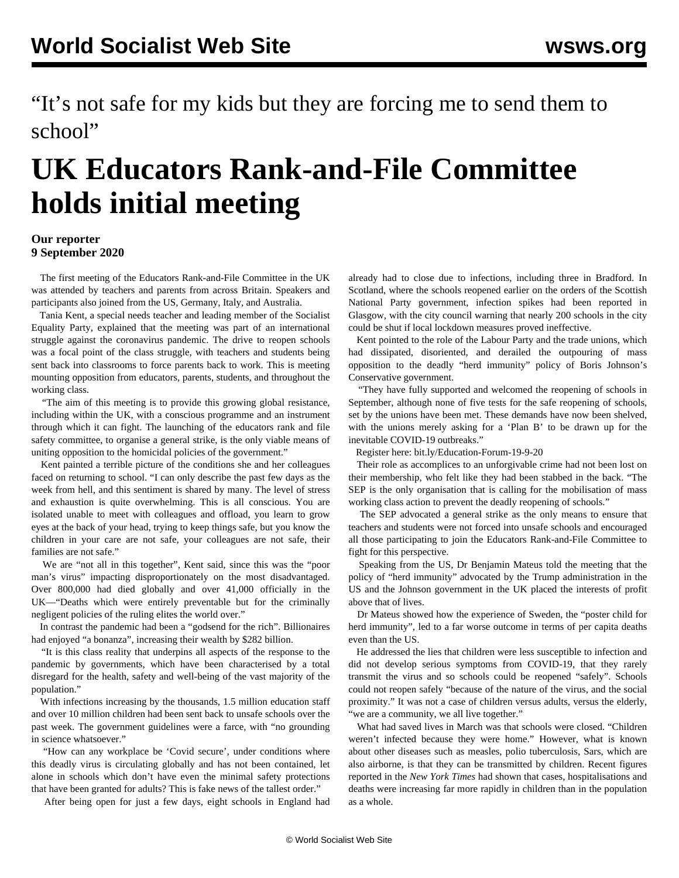“It’s not safe for my kids but they are forcing me to send them to school”

# UK Educators Rank-and-File Committee holds initial meeting

**Our reporter**
**9 September 2020**

The first meeting of the Educators Rank-and-File Committee in the UK was attended by teachers and parents from across Britain. Speakers and participants also joined from the US, Germany, Italy, and Australia.

Tania Kent, a special needs teacher and leading member of the Socialist Equality Party, explained that the meeting was part of an international struggle against the coronavirus pandemic. The drive to reopen schools was a focal point of the class struggle, with teachers and students being sent back into classrooms to force parents back to work. This is meeting mounting opposition from educators, parents, students, and throughout the working class.

“The aim of this meeting is to provide this growing global resistance, including within the UK, with a conscious programme and an instrument through which it can fight. The launching of the educators rank and file safety committee, to organise a general strike, is the only viable means of uniting opposition to the homicidal policies of the government.”

Kent painted a terrible picture of the conditions she and her colleagues faced on returning to school. “I can only describe the past few days as the week from hell, and this sentiment is shared by many. The level of stress and exhaustion is quite overwhelming. This is all conscious. You are isolated unable to meet with colleagues and offload, you learn to grow eyes at the back of your head, trying to keep things safe, but you know the children in your care are not safe, your colleagues are not safe, their families are not safe.”

We are “not all in this together”, Kent said, since this was the “poor man’s virus” impacting disproportionately on the most disadvantaged. Over 800,000 had died globally and over 41,000 officially in the UK—“Deaths which were entirely preventable but for the criminally negligent policies of the ruling elites the world over.”

In contrast the pandemic had been a “godsend for the rich”. Billionaires had enjoyed “a bonanza”, increasing their wealth by $282 billion.

“It is this class reality that underpins all aspects of the response to the pandemic by governments, which have been characterised by a total disregard for the health, safety and well-being of the vast majority of the population.”

With infections increasing by the thousands, 1.5 million education staff and over 10 million children had been sent back to unsafe schools over the past week. The government guidelines were a farce, with “no grounding in science whatsoever.”

“How can any workplace be ‘Covid secure’, under conditions where this deadly virus is circulating globally and has not been contained, let alone in schools which don’t have even the minimal safety protections that have been granted for adults? This is fake news of the tallest order.”

After being open for just a few days, eight schools in England had already had to close due to infections, including three in Bradford. In Scotland, where the schools reopened earlier on the orders of the Scottish National Party government, infection spikes had been reported in Glasgow, with the city council warning that nearly 200 schools in the city could be shut if local lockdown measures proved ineffective.

Kent pointed to the role of the Labour Party and the trade unions, which had dissipated, disoriented, and derailed the outpouring of mass opposition to the deadly “herd immunity” policy of Boris Johnson’s Conservative government.

“They have fully supported and welcomed the reopening of schools in September, although none of five tests for the safe reopening of schools, set by the unions have been met. These demands have now been shelved, with the unions merely asking for a ‘Plan B’ to be drawn up for the inevitable COVID-19 outbreaks.”

Register here: bit.ly/Education-Forum-19-9-20

Their role as accomplices to an unforgivable crime had not been lost on their membership, who felt like they had been stabbed in the back. “The SEP is the only organisation that is calling for the mobilisation of mass working class action to prevent the deadly reopening of schools.”

The SEP advocated a general strike as the only means to ensure that teachers and students were not forced into unsafe schools and encouraged all those participating to join the Educators Rank-and-File Committee to fight for this perspective.

Speaking from the US, Dr Benjamin Mateus told the meeting that the policy of “herd immunity” advocated by the Trump administration in the US and the Johnson government in the UK placed the interests of profit above that of lives.

Dr Mateus showed how the experience of Sweden, the “poster child for herd immunity”, led to a far worse outcome in terms of per capita deaths even than the US.

He addressed the lies that children were less susceptible to infection and did not develop serious symptoms from COVID-19, that they rarely transmit the virus and so schools could be reopened “safely”. Schools could not reopen safely “because of the nature of the virus, and the social proximity.” It was not a case of children versus adults, versus the elderly, “we are a community, we all live together.”

What had saved lives in March was that schools were closed. “Children weren’t infected because they were home.” However, what is known about other diseases such as measles, polio tuberculosis, Sars, which are also airborne, is that they can be transmitted by children. Recent figures reported in the *New York Times* had shown that cases, hospitalisations and deaths were increasing far more rapidly in children than in the population as a whole.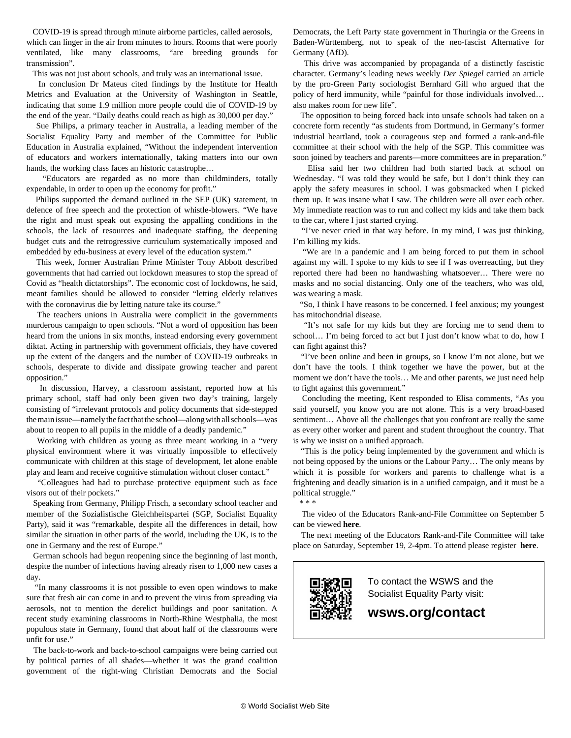COVID-19 is spread through minute airborne particles, called aerosols, which can linger in the air from minutes to hours. Rooms that were poorly ventilated, like many classrooms, "are breeding grounds for transmission".

This was not just about schools, and truly was an international issue.

In conclusion Dr Mateus cited findings by the Institute for Health Metrics and Evaluation at the University of Washington in Seattle, indicating that some 1.9 million more people could die of COVID-19 by the end of the year. "Daily deaths could reach as high as 30,000 per day."

Sue Philips, a primary teacher in Australia, a leading member of the Socialist Equality Party and member of the Committee for Public Education in Australia explained, "Without the independent intervention of educators and workers internationally, taking matters into our own hands, the working class faces an historic catastrophe…

"Educators are regarded as no more than childminders, totally expendable, in order to open up the economy for profit."

Philips supported the demand outlined in the SEP (UK) statement, in defence of free speech and the protection of whistle-blowers. "We have the right and must speak out exposing the appalling conditions in the schools, the lack of resources and inadequate staffing, the deepening budget cuts and the retrogressive curriculum systematically imposed and embedded by edu-business at every level of the education system."

This week, former Australian Prime Minister Tony Abbott described governments that had carried out lockdown measures to stop the spread of Covid as "health dictatorships". The economic cost of lockdowns, he said, meant families should be allowed to consider "letting elderly relatives with the coronavirus die by letting nature take its course."

The teachers unions in Australia were complicit in the governments murderous campaign to open schools. "Not a word of opposition has been heard from the unions in six months, instead endorsing every government diktat. Acting in partnership with government officials, they have covered up the extent of the dangers and the number of COVID-19 outbreaks in schools, desperate to divide and dissipate growing teacher and parent opposition."

In discussion, Harvey, a classroom assistant, reported how at his primary school, staff had only been given two day's training, largely consisting of "irrelevant protocols and policy documents that side-stepped the main issue—namely the fact that the school—along with all schools—was about to reopen to all pupils in the middle of a deadly pandemic."

Working with children as young as three meant working in a "very physical environment where it was virtually impossible to effectively communicate with children at this stage of development, let alone enable play and learn and receive cognitive stimulation without closer contact."

"Colleagues had had to purchase protective equipment such as face visors out of their pockets."

Speaking from Germany, Philipp Frisch, a secondary school teacher and member of the Sozialistische Gleichheitspartei (SGP, Socialist Equality Party), said it was "remarkable, despite all the differences in detail, how similar the situation in other parts of the world, including the UK, is to the one in Germany and the rest of Europe."

German schools had begun reopening since the beginning of last month, despite the number of infections having already risen to 1,000 new cases a day.

"In many classrooms it is not possible to even open windows to make sure that fresh air can come in and to prevent the virus from spreading via aerosols, not to mention the derelict buildings and poor sanitation. A recent study examining classrooms in North-Rhine Westphalia, the most populous state in Germany, found that about half of the classrooms were unfit for use."

The back-to-work and back-to-school campaigns were being carried out by political parties of all shades—whether it was the grand coalition government of the right-wing Christian Democrats and the Social Democrats, the Left Party state government in Thuringia or the Greens in Baden-Württemberg, not to speak of the neo-fascist Alternative for Germany (AfD).

This drive was accompanied by propaganda of a distinctly fascistic character. Germany's leading news weekly *Der Spiegel* carried an article by the pro-Green Party sociologist Bernhard Gill who argued that the policy of herd immunity, while "painful for those individuals involved… also makes room for new life".

The opposition to being forced back into unsafe schools had taken on a concrete form recently "as students from Dortmund, in Germany's former industrial heartland, took a courageous step and formed a rank-and-file committee at their school with the help of the SGP. This committee was soon joined by teachers and parents—more committees are in preparation."

Elisa said her two children had both started back at school on Wednesday. "I was told they would be safe, but I don't think they can apply the safety measures in school. I was gobsmacked when I picked them up. It was insane what I saw. The children were all over each other. My immediate reaction was to run and collect my kids and take them back to the car, where I just started crying.

"I've never cried in that way before. In my mind, I was just thinking, I'm killing my kids.

"We are in a pandemic and I am being forced to put them in school against my will. I spoke to my kids to see if I was overreacting, but they reported there had been no handwashing whatsoever… There were no masks and no social distancing. Only one of the teachers, who was old, was wearing a mask.

"So, I think I have reasons to be concerned. I feel anxious; my youngest has mitochondrial disease.

"It's not safe for my kids but they are forcing me to send them to school… I'm being forced to act but I just don't know what to do, how I can fight against this?

"I've been online and been in groups, so I know I'm not alone, but we don't have the tools. I think together we have the power, but at the moment we don't have the tools… Me and other parents, we just need help to fight against this government."

Concluding the meeting, Kent responded to Elisa comments, "As you said yourself, you know you are not alone. This is a very broad-based sentiment… Above all the challenges that you confront are really the same as every other worker and parent and student throughout the country. That is why we insist on a unified approach.

"This is the policy being implemented by the government and which is not being opposed by the unions or the Labour Party… The only means by which it is possible for workers and parents to challenge what is a frightening and deadly situation is in a unified campaign, and it must be a political struggle."

\* \* \*

The video of the Educators Rank-and-File Committee on September 5 can be viewed **here**.

The next meeting of the Educators Rank-and-File Committee will take place on Saturday, September 19, 2-4pm. To attend please register **here**.

To contact the WSWS and the Socialist Equality Party visit:

**wsws.org/contact**